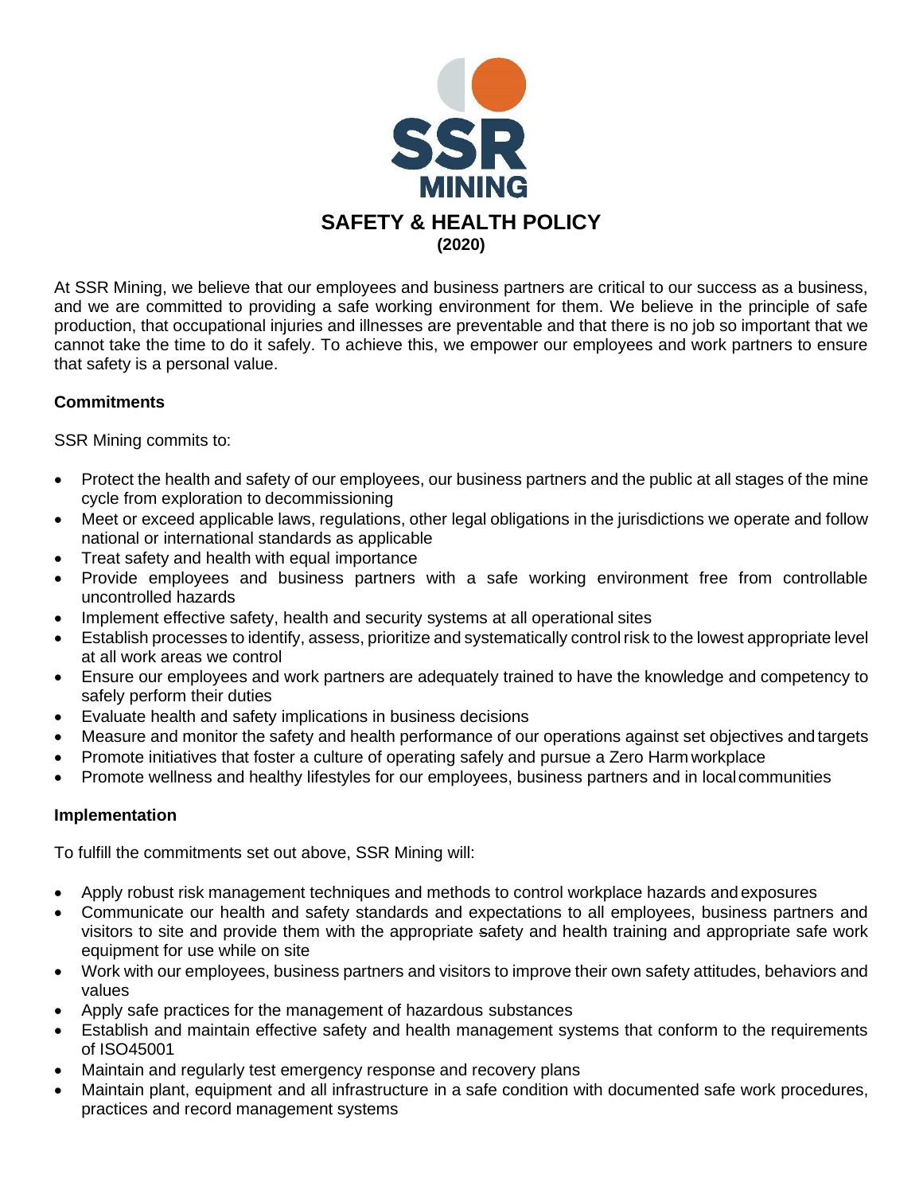# SSR MINING

## SAFETY & HEALTH POLICY

**(2020)**

At SSR Mining, we believe that our employees and business partners are critical to our success as a business, and we are committed to providing a safe working environment for them. We believe in the principle of safe production, that occupational injuries and illnesses are preventable and that there is no job so important that we cannot take the time to do it safely. To achieve this, we empower our employees and work partners to ensure that safety is a personal value.

### Commitments

SSR Mining commits to:

- Protect the health and safety of our employees, our business partners and the public at all stages of the mine cycle from exploration to decommissioning
- Meet or exceed applicable laws, regulations, other legal obligations in the jurisdictions we operate and follow national or international standards as applicable
- Treat safety and health with equal importance
- Provide employees and business partners with a safe working environment free from controllable uncontrolled hazards
- Implement effective safety, health and security systems at all operational sites
- Establish processes to identify, assess, prioritize and systematically control risk to the lowest appropriate level at all work areas we control
- Ensure our employees and work partners are adequately trained to have the knowledge and competency to safely perform their duties
- Evaluate health and safety implications in business decisions
- Measure and monitor the safety and health performance of our operations against set objectives and targets
- Promote initiatives that foster a culture of operating safely and pursue a Zero Harm workplace
- Promote wellness and healthy lifestyles for our employees, business partners and in local communities

### Implementation

To fulfill the commitments set out above, SSR Mining will:

- Apply robust risk management techniques and methods to control workplace hazards and exposures
- Communicate our health and safety standards and expectations to all employees, business partners and visitors to site and provide them with the appropriate safety and health training and appropriate safe work equipment for use while on site
- Work with our employees, business partners and visitors to improve their own safety attitudes, behaviors and values
- Apply safe practices for the management of hazardous substances
- Establish and maintain effective safety and health management systems that conform to the requirements of ISO45001
- Maintain and regularly test emergency response and recovery plans
- Maintain plant, equipment and all infrastructure in a safe condition with documented safe work procedures, practices and record management systems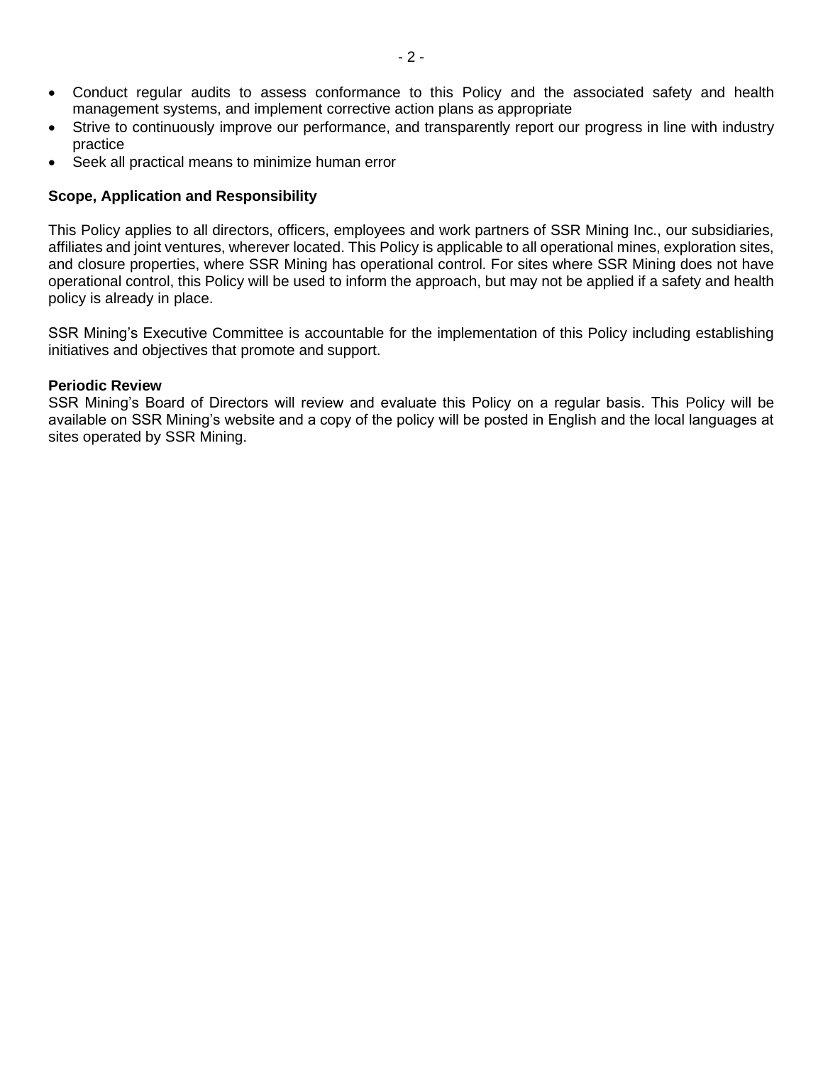- Conduct regular audits to assess conformance to this Policy and the associated safety and health management systems, and implement corrective action plans as appropriate
- Strive to continuously improve our performance, and transparently report our progress in line with industry practice
- Seek all practical means to minimize human error

**Scope, Application and Responsibility**

This Policy applies to all directors, officers, employees and work partners of SSR Mining Inc., our subsidiaries, affiliates and joint ventures, wherever located. This Policy is applicable to all operational mines, exploration sites, and closure properties, where SSR Mining has operational control. For sites where SSR Mining does not have operational control, this Policy will be used to inform the approach, but may not be applied if a safety and health policy is already in place.

SSR Mining's Executive Committee is accountable for the implementation of this Policy including establishing initiatives and objectives that promote and support.

**Periodic Review**

SSR Mining's Board of Directors will review and evaluate this Policy on a regular basis. This Policy will be available on SSR Mining's website and a copy of the policy will be posted in English and the local languages at sites operated by SSR Mining.